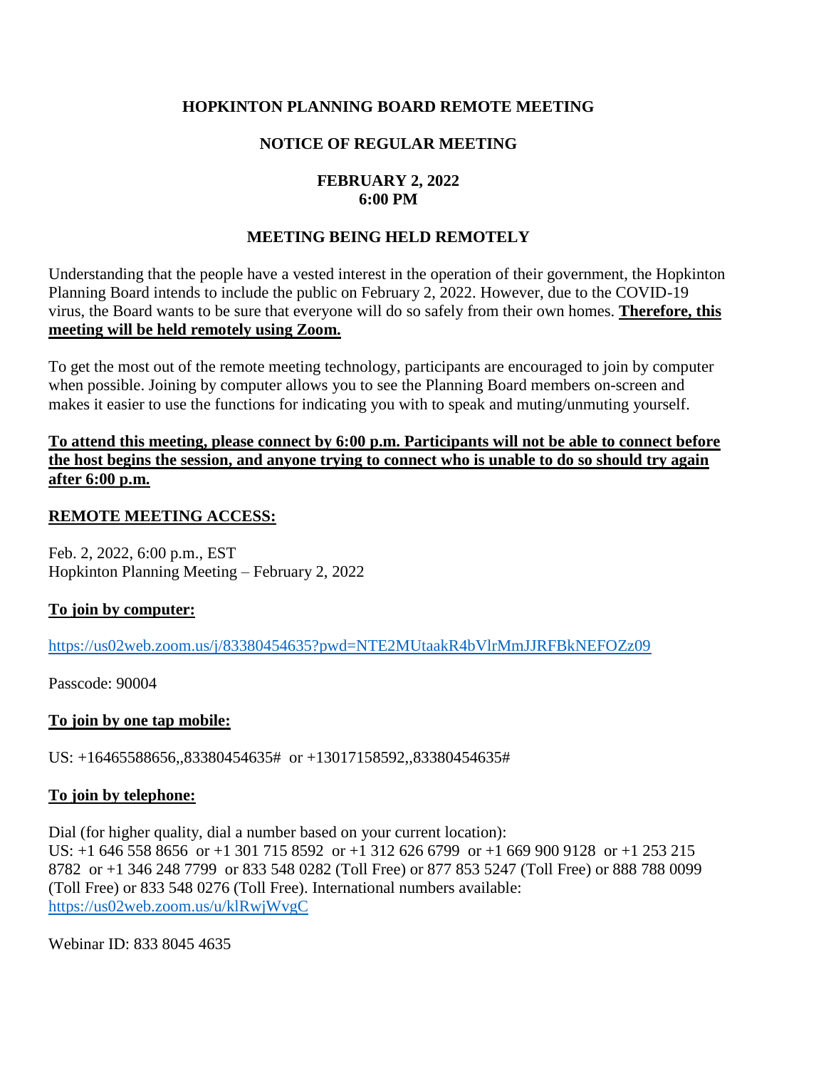# HOPKINTON PLANNING BOARD REMOTE MEETING

## NOTICE OF REGULAR MEETING

**FEBRUARY 2, 2022**
**6:00 PM**

## MEETING BEING HELD REMOTELY

Understanding that the people have a vested interest in the operation of their government, the Hopkinton Planning Board intends to include the public on February 2, 2022. However, due to the COVID-19 virus, the Board wants to be sure that everyone will do so safely from their own homes. **Therefore, this meeting will be held remotely using Zoom.**

To get the most out of the remote meeting technology, participants are encouraged to join by computer when possible. Joining by computer allows you to see the Planning Board members on-screen and makes it easier to use the functions for indicating you with to speak and muting/unmuting yourself.

**To attend this meeting, please connect by 6:00 p.m. Participants will not be able to connect before the host begins the session, and anyone trying to connect who is unable to do so should try again after 6:00 p.m.**

**REMOTE MEETING ACCESS:**

Feb. 2, 2022, 6:00 p.m., EST
Hopkinton Planning Meeting – February 2, 2022

**To join by computer:**

https://us02web.zoom.us/j/83380454635?pwd=NTE2MUtaakR4bVlrMmJJRFBkNEFOZz09

Passcode: 90004

**To join by one tap mobile:**

US: +16465588656,,83380454635# or +13017158592,,83380454635#

**To join by telephone:**

Dial (for higher quality, dial a number based on your current location):
US: +1 646 558 8656 or +1 301 715 8592 or +1 312 626 6799 or +1 669 900 9128 or +1 253 215 8782 or +1 346 248 7799 or 833 548 0282 (Toll Free) or 877 853 5247 (Toll Free) or 888 788 0099 (Toll Free) or 833 548 0276 (Toll Free). International numbers available: https://us02web.zoom.us/u/klRwjWvgC

Webinar ID: 833 8045 4635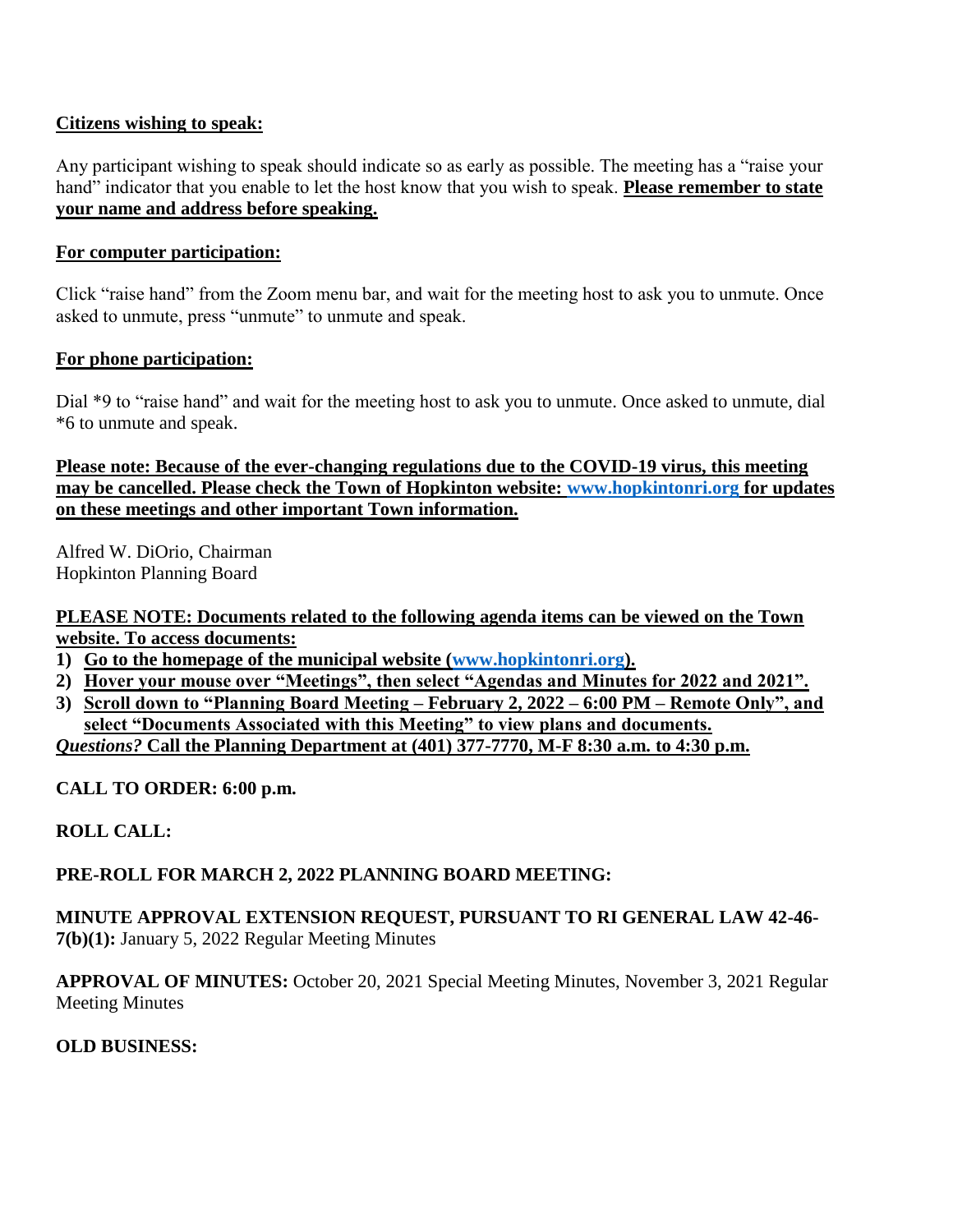**Citizens wishing to speak:**

Any participant wishing to speak should indicate so as early as possible. The meeting has a "raise your hand" indicator that you enable to let the host know that you wish to speak. **Please remember to state your name and address before speaking.**

**For computer participation:**

Click "raise hand" from the Zoom menu bar, and wait for the meeting host to ask you to unmute. Once asked to unmute, press "unmute" to unmute and speak.

**For phone participation:**

Dial *9 to "raise hand" and wait for the meeting host to ask you to unmute. Once asked to unmute, dial *6 to unmute and speak.

**Please note: Because of the ever-changing regulations due to the COVID-19 virus, this meeting may be cancelled. Please check the Town of Hopkinton website: www.hopkintonri.org for updates on these meetings and other important Town information.**

Alfred W. DiOrio, Chairman
Hopkinton Planning Board

**PLEASE NOTE: Documents related to the following agenda items can be viewed on the Town website. To access documents:**

1) **Go to the homepage of the municipal website (www.hopkintonri.org).**
2) **Hover your mouse over "Meetings", then select "Agendas and Minutes for 2022 and 2021".**
3) **Scroll down to "Planning Board Meeting – February 2, 2022 – 6:00 PM – Remote Only", and select "Documents Associated with this Meeting" to view plans and documents.**

***Questions?* Call the Planning Department at (401) 377-7770, M-F 8:30 a.m. to 4:30 p.m.**

**CALL TO ORDER: 6:00 p.m.**

**ROLL CALL:**

**PRE-ROLL FOR MARCH 2, 2022 PLANNING BOARD MEETING:**

**MINUTE APPROVAL EXTENSION REQUEST, PURSUANT TO RI GENERAL LAW 42-46-7(b)(1):** January 5, 2022 Regular Meeting Minutes

**APPROVAL OF MINUTES:** October 20, 2021 Special Meeting Minutes, November 3, 2021 Regular Meeting Minutes

**OLD BUSINESS:**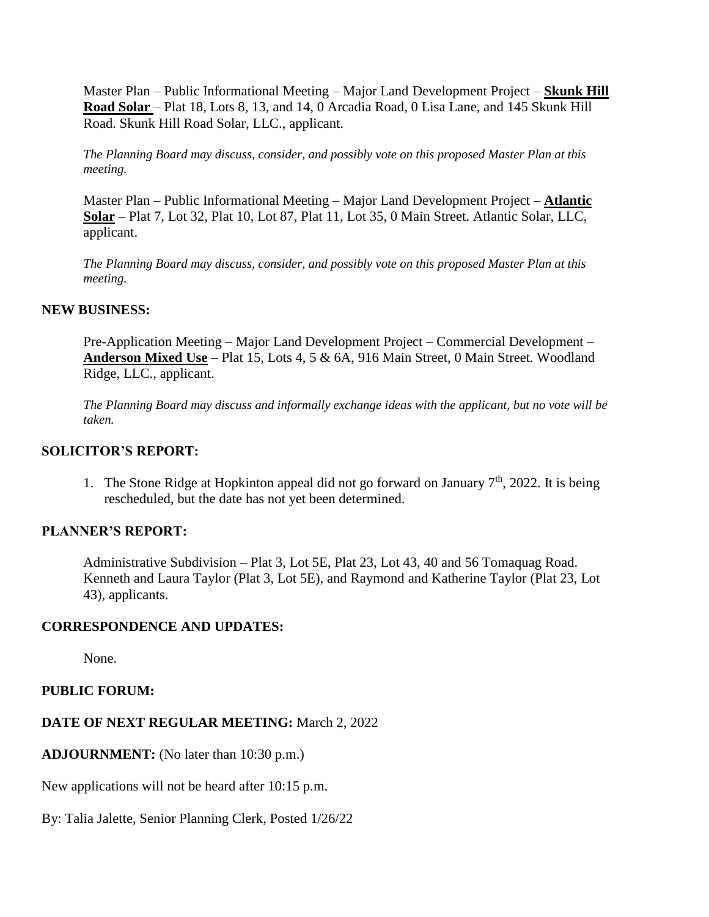Master Plan – Public Informational Meeting – Major Land Development Project – **Skunk Hill Road Solar** – Plat 18, Lots 8, 13, and 14, 0 Arcadia Road, 0 Lisa Lane, and 145 Skunk Hill Road. Skunk Hill Road Solar, LLC., applicant.

*The Planning Board may discuss, consider, and possibly vote on this proposed Master Plan at this meeting.*

Master Plan – Public Informational Meeting – Major Land Development Project – **Atlantic Solar** – Plat 7, Lot 32, Plat 10, Lot 87, Plat 11, Lot 35, 0 Main Street. Atlantic Solar, LLC, applicant.

*The Planning Board may discuss, consider, and possibly vote on this proposed Master Plan at this meeting.*

**NEW BUSINESS:**

Pre-Application Meeting – Major Land Development Project – Commercial Development – **Anderson Mixed Use** – Plat 15, Lots 4, 5 & 6A, 916 Main Street, 0 Main Street. Woodland Ridge, LLC., applicant.

*The Planning Board may discuss and informally exchange ideas with the applicant, but no vote will be taken.*

**SOLICITOR'S REPORT:**

1. The Stone Ridge at Hopkinton appeal did not go forward on January 7th, 2022. It is being rescheduled, but the date has not yet been determined.

**PLANNER'S REPORT:**

Administrative Subdivision – Plat 3, Lot 5E, Plat 23, Lot 43, 40 and 56 Tomaquag Road. Kenneth and Laura Taylor (Plat 3, Lot 5E), and Raymond and Katherine Taylor (Plat 23, Lot 43), applicants.

**CORRESPONDENCE AND UPDATES:**

None.

**PUBLIC FORUM:**

**DATE OF NEXT REGULAR MEETING:** March 2, 2022

**ADJOURNMENT:** (No later than 10:30 p.m.)

New applications will not be heard after 10:15 p.m.

By: Talia Jalette, Senior Planning Clerk, Posted 1/26/22